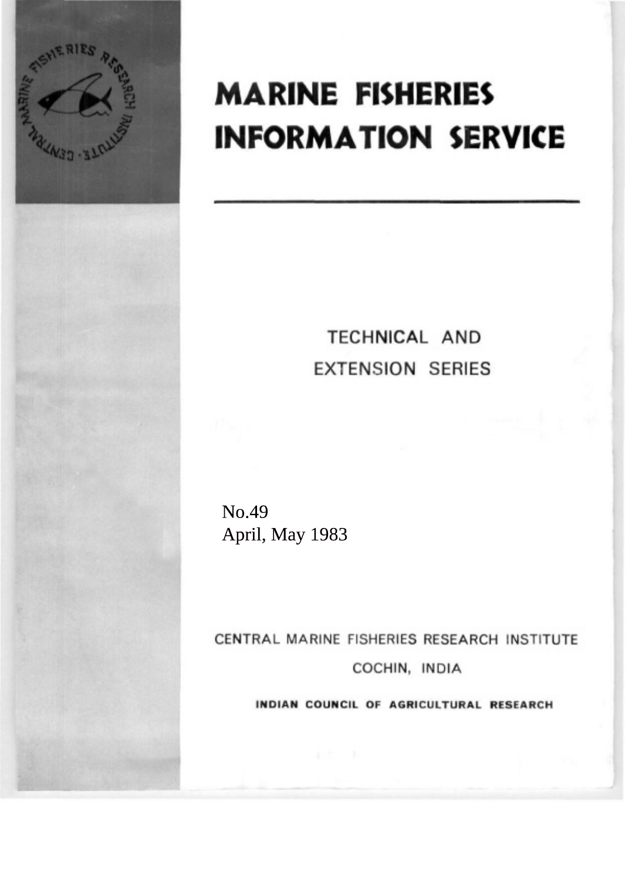# MARINE FISHERIES INFORMATION SERVICE

TECHNICAL AND EXTENSION SERIES

No.49
April, May 1983

CENTRAL MARINE FISHERIES RESEARCH INSTITUTE

COCHIN, INDIA

**INDIAN COUNCIL OF AGRICULTURAL RESEARCH**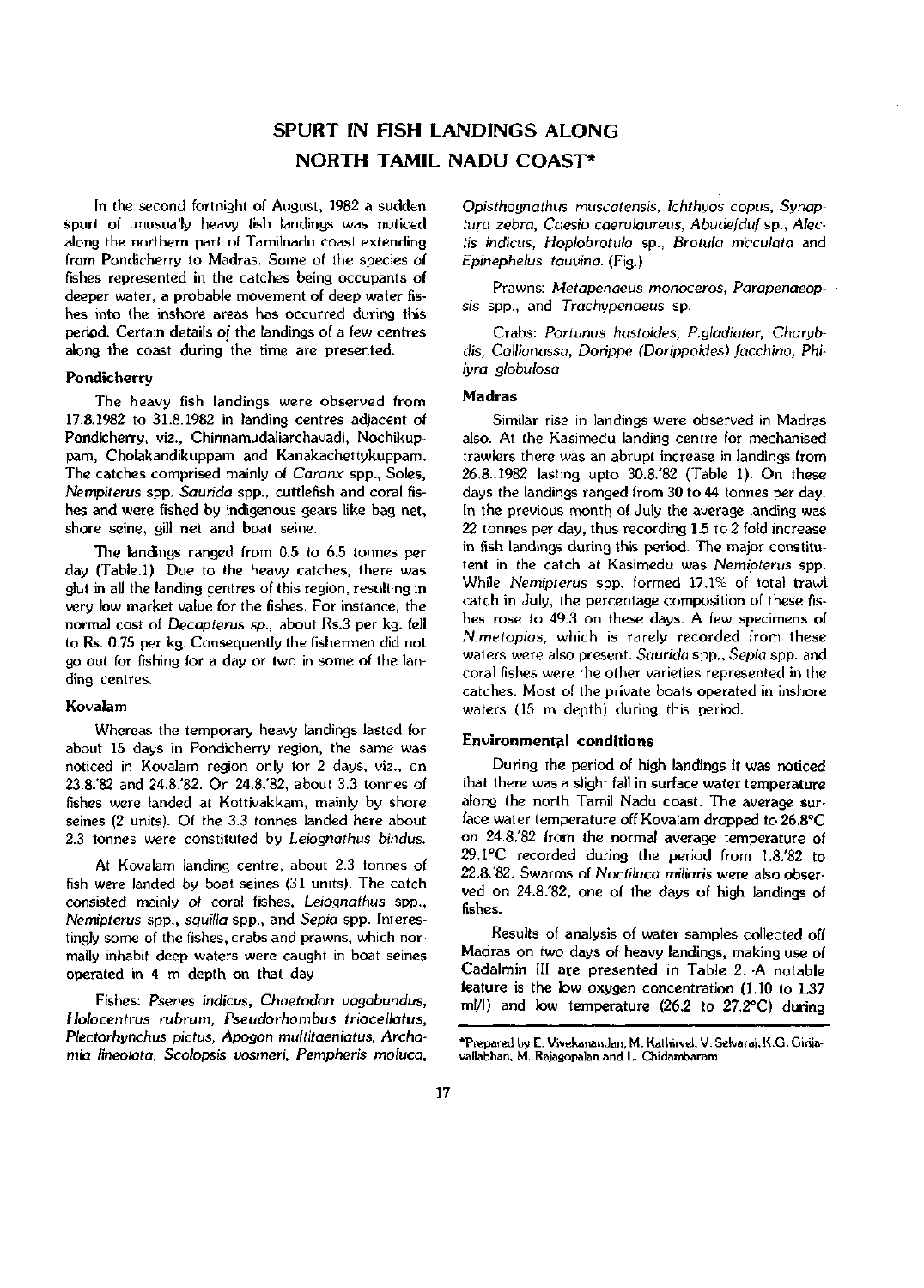# SPURT IN FISH LANDINGS ALONG NORTH TAMIL NADU COAST*

In the second fortnight of August, 1982 a sudden spurt of unusually heavy fish landings was noticed along the northern part of Tamilnadu coast extending from Pondicherry to Madras. Some of the species of fishes represented in the catches being occupants of deeper water, a probable movement of deep water fishes into the inshore areas has occurred during this period. Certain details of the landings of a few centres along the coast during the time are presented.

### Pondicherry

The heavy fish landings were observed from 17.8.1982 to 31.8.1982 in landing centres adjacent of Pondicherry, viz., Chinnamudaliarchavadi, Nochikuppam, Cholakandikuppam and Kanakachettykuppam. The catches comprised mainly of *Caranx* spp., Soles, *Nempiterus* spp. *Saurida* spp., cuttlefish and coral fishes and were fished by indigenous gears like bag net, shore seine, gill net and boat seine.

The landings ranged from 0.5 to 6.5 tonnes per day (Table.1). Due to the heavy catches, there was glut in all the landing centres of this region, resulting in very low market value for the fishes. For instance, the normal cost of *Decapterus* sp., about Rs.3 per kg. fell to Rs. 0.75 per kg. Consequently the fishermen did not go out for fishing for a day or two in some of the landing centres.

### Kovalam

Whereas the temporary heavy landings lasted for about 15 days in Pondicherry region, the same was noticed in Kovalam region only for 2 days, viz., on 23.8.'82 and 24.8.'82. On 24.8.'82, about 3.3 tonnes of fishes were landed at Kottivakkam, mainly by shore seines (2 units). Of the 3.3 tonnes landed here about 2.3 tonnes were constituted by *Leiognathus bindus*.

At Kovalam landing centre, about 2.3 tonnes of fish were landed by boat seines (31 units). The catch consisted mainly of coral fishes, *Leiognathus* spp., *Nemipterus* spp., *squilla* spp., and *Sepia* spp. Interestingly some of the fishes, crabs and prawns, which normally inhabit deep waters were caught in boat seines operated in 4 m depth on that day

Fishes: *Psenes indicus, Chaetodon vagabundus, Holocentrus rubrum, Pseudorhombus triocellatus, Plectorhynchus pictus, Apogon multitaeniatus, Archamia lineolata, Scolopsis vosmeri, Pempheris moluca, Opisthognathus muscatensis, Ichthyos copus, Synaptura zebra, Caesio caerulaureus, Abudefduf* sp., *Alectis indicus, Hoplobrotula* sp., *Brotula maculata* and *Epinephelus tauvina*. (Fig.)

Prawns: *Metapenaeus monoceros, Parapenaeopsis* spp., and *Trachypenaeus* sp.

Crabs: *Portunus hastoides, P.gladiator, Charybdis, Callianassa, Dorippe (Dorippoides) facchino, Philyra globulosa*

### Madras

Similar rise in landings were observed in Madras also. At the Kasimedu landing centre for mechanised trawlers there was an abrupt increase in landings from 26.8..1982 lasting upto 30.8.'82 (Table 1). On these days the landings ranged from 30 to 44 tonnes per day. In the previous month of July the average landing was 22 tonnes per day, thus recording 1.5 to 2 fold increase in fish landings during this period. The major constitutent in the catch at Kasimedu was *Nemipterus* spp. While *Nemipterus* spp. formed 17.1% of total trawl catch in July, the percentage composition of these fishes rose to 49.3 on these days. A few specimens of *N.metopias*, which is rarely recorded from these waters were also present. *Saurida* spp., *Sepia* spp. and coral fishes were the other varieties represented in the catches. Most of the private boats operated in inshore waters (15 m depth) during this period.

### Environmental conditions

During the period of high landings it was noticed that there was a slight fall in surface water temperature along the north Tamil Nadu coast. The average surface water temperature off Kovalam dropped to 26.8°C on 24.8.'82 from the normal average temperature of 29.1°C recorded during the period from 1.8.'82 to 22.8.'82. Swarms of *Noctiluca miliaris* were also observed on 24.8.'82, one of the days of high landings of fishes.

Results of analysis of water samples collected off Madras on two days of heavy landings, making use of Cadalmin III are presented in Table 2. A notable feature is the low oxygen concentration (1.10 to 1.37 ml/l) and low temperature (26.2 to 27.2°C) during

*Prepared by E. Vivekanandan, M. Kathirvel, V. Selvaraj, K.G. Girijavallabhan, M. Rajagopalan and L. Chidambaram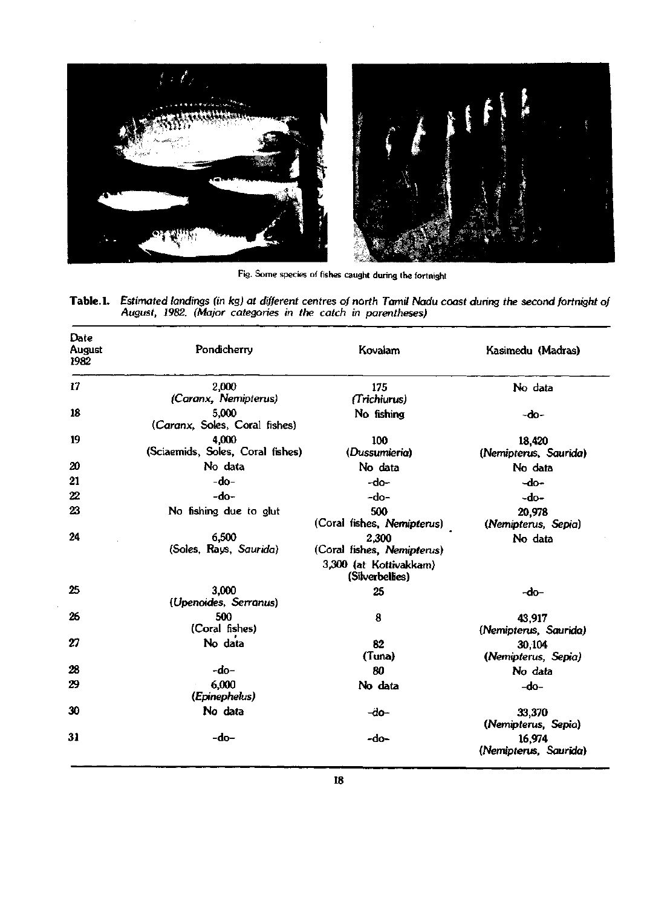Fig. Some species of fishes caught during the fortnight

**Table.1.** *Estimated landings (in kg) at different centres of north Tamil Nadu coast during the second fortnight of August, 1982. (Major categories in the catch in parentheses)*

| Date August 1982 | Pondicherry | Kovalam | Kasimedu (Madras) |
|---|---|---|---|
| 17 | 2,000 (*Caranx, Nemipterus*) | 175 (*Trichiurus*) | No data |
| 18 | 5,000 (*Caranx*, Soles, Coral fishes) | No fishing | -do- |
| 19 | 4,000 (Sciaemids, Soles, Coral fishes) | 100 (*Dussumieria*) | 18,420 (*Nemipterus, Saurida*) |
| 20 | No data | No data | No data |
| 21 | -do- | -do- | -do- |
| 22 | -do- | -do- | -do- |
| 23 | No fishing due to glut | 500 (Coral fishes, *Nemipterus*) | 20,978 (*Nemipterus, Sepia*) |
| 24 | 6,500 (Soles, Rays, *Saurida*) | 2,300 (Coral fishes, *Nemipterus*) 3,300 (at Kottivakkam) (Silverbellies) | No data |
| 25 | 3,000 (*Upenoides, Serranus*) | 25 | -do- |
| 26 | 500 (Coral fishes) | 8 | 43,917 (*Nemipterus, Saurida*) |
| 27 | No data | 82 (Tuna) | 30,104 (*Nemipterus, Sepia*) |
| 28 | -do- | 80 | No data |
| 29 | 6,000 (*Epinephelus*) | No data | -do- |
| 30 | No data | -do- | 33,370 (*Nemipterus, Sepia*) |
| 31 | -do- | -do- | 16,974 (*Nemipterus, Saurida*) |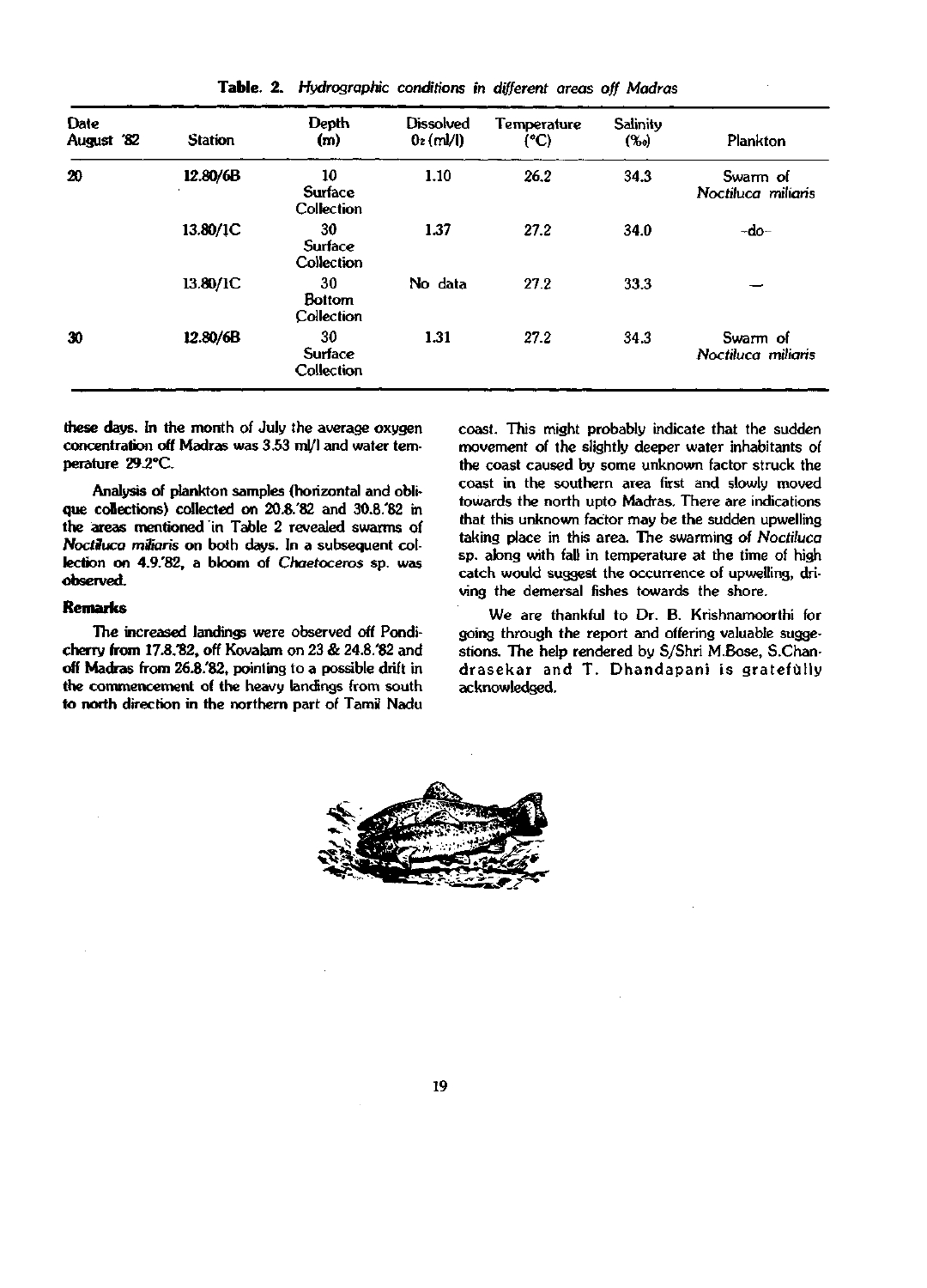**Table. 2.** *Hydrographic conditions in different areas off Madras*

| Date August '82 | Station | Depth (m) | Dissolved $O_2$ (ml/l) | Temperature (°C) | Salinity (‰) | Plankton |
|---|---|---|---|---|---|---|
| 20 | 12.80/6B | 10 Surface Collection | 1.10 | 26.2 | 34.3 | Swarm of *Noctiluca miliaris* |
| | 13.80/1C | 30 Surface Collection | 1.37 | 27.2 | 34.0 | -do- |
| | 13.80/1C | 30 Bottom Collection | No data | 27.2 | 33.3 | — |
| 30 | 12.80/6B | 30 Surface Collection | 1.31 | 27.2 | 34.3 | Swarm of *Noctiluca miliaris* |

these days. In the month of July the average oxygen concentration off Madras was 3.53 ml/l and water temperature 29.2°C.

Analysis of plankton samples (horizontal and oblique collections) collected on 20.8.'82 and 30.8.'82 in the areas mentioned in Table 2 revealed swarms of *Noctiluca miliaris* on both days. In a subsequent collection on 4.9.'82, a bloom of *Chaetoceros* sp. was observed.

**Remarks**

The increased landings were observed off Pondicherry from 17.8.'82, off Kovalam on 23 & 24.8.'82 and off Madras from 26.8.'82, pointing to a possible drift in the commencement of the heavy landings from south to north direction in the northern part of Tamil Nadu coast. This might probably indicate that the sudden movement of the slightly deeper water inhabitants of the coast caused by some unknown factor struck the coast in the southern area first and slowly moved towards the north upto Madras. There are indications that this unknown factor may be the sudden upwelling taking place in this area. The swarming of *Noctiluca* sp. along with fall in temperature at the time of high catch would suggest the occurrence of upwelling, driving the demersal fishes towards the shore.

We are thankful to Dr. B. Krishnamoorthi for going through the report and offering valuable suggestions. The help rendered by S/Shri M.Bose, S.Chandrasekar and T. Dhandapani is gratefully acknowledged.